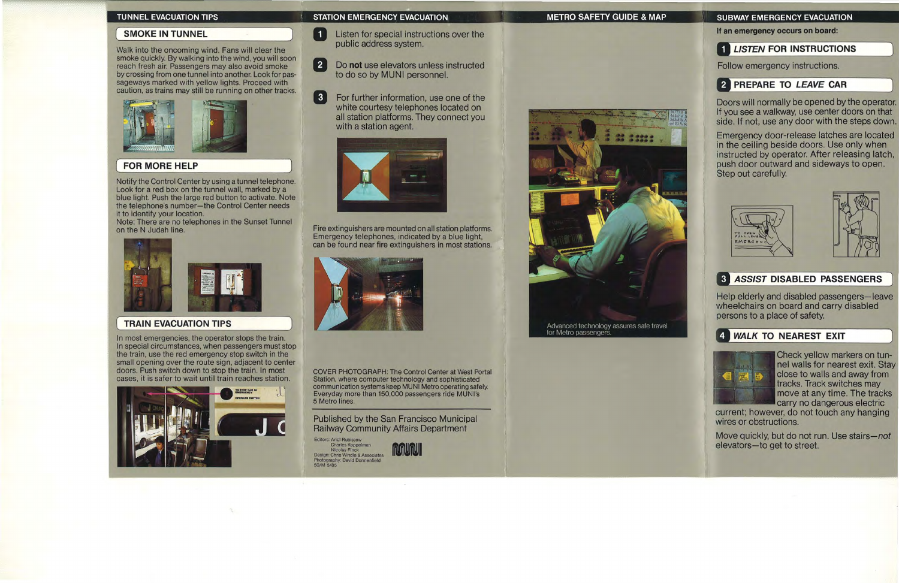## TUNNEL EVACUATION TIPS

### SMOKE IN TUNNEL

Walk into the oncoming wind. Fans will clear the smoke quickly. By walking into the wind, you will soon reach fresh air. Passengers may also avoid smoke by crossing from one tunnel into another. Look for passageways marked with yellow lights. Proceed with caution, as trains may still be running on other tracks.

### FOR MORE HELP

Notify the Control Center by using a tunnel telephone. Look for a red box on the tunnel wall, marked by a blue light. Push the large red button to activate. Note the telephone's number—the Control Center needs it to identify your location.

Note: There are no telephones in the Sunset Tunnel on the N Judah line.

### TRAIN EVACUATION TIPS

In most emergencies, the operator stops the train. In special circumstances, when passengers must stop the train, use the red emergency stop switch in the small opening over the route sign, adjacent to center doors. Push switch down to stop the train. In most cases, it is safer to wait until train reaches station.

## STATION EMERGENCY EVACUATION

1. Listen for special instructions over the public address system.
2. Do **not** use elevators unless instructed to do so by MUNI personnel.
3. For further information, use one of the white courtesy telephones located on all station platforms. They connect you with a station agent.

Fire extinguishers are mounted on all station platforms. Emergency telephones, indicated by a blue light, can be found near fire extinguishers in most stations.

COVER PHOTOGRAPH: The Control Center at West Portal Station, where computer technology and sophisticated communication systems keep MUNI Metro operating safely. Everyday more than 150,000 passengers ride MUNI's 5 Metro lines.

Published by the San Francisco Municipal Railway Community Affairs Department

Editors: Ariel Rubissow
Charles Koppelman
Nicolas Finck
Design: Chris Windle & Associates
Photography: David Donnenfield
50/M 5/85

MUNI

## METRO SAFETY GUIDE & MAP

Advanced technology assures safe travel for Metro passengers.

## SUBWAY EMERGENCY EVACUATION

**If an emergency occurs on board:**

### 1 *LISTEN* FOR INSTRUCTIONS

Follow emergency instructions.

### 2 PREPARE TO *LEAVE* CAR

Doors will normally be opened by the operator. If you see a walkway, use center doors on that side. If not, use any door with the steps down.

Emergency door-release latches are located in the ceiling beside doors. Use only when instructed by operator. After releasing latch, push door outward and sideways to open. Step out carefully.

### 3 *ASSIST* DISABLED PASSENGERS

Help elderly and disabled passengers—leave wheelchairs on board and carry disabled persons to a place of safety.

### 4 *WALK* TO NEAREST EXIT

Check yellow markers on tunnel walls for nearest exit. Stay close to walls and away from tracks. Track switches may move at any time. The tracks carry no dangerous electric current; however, do not touch any hanging wires or obstructions.

Move quickly, but do not run. Use stairs—*not* elevators—to get to street.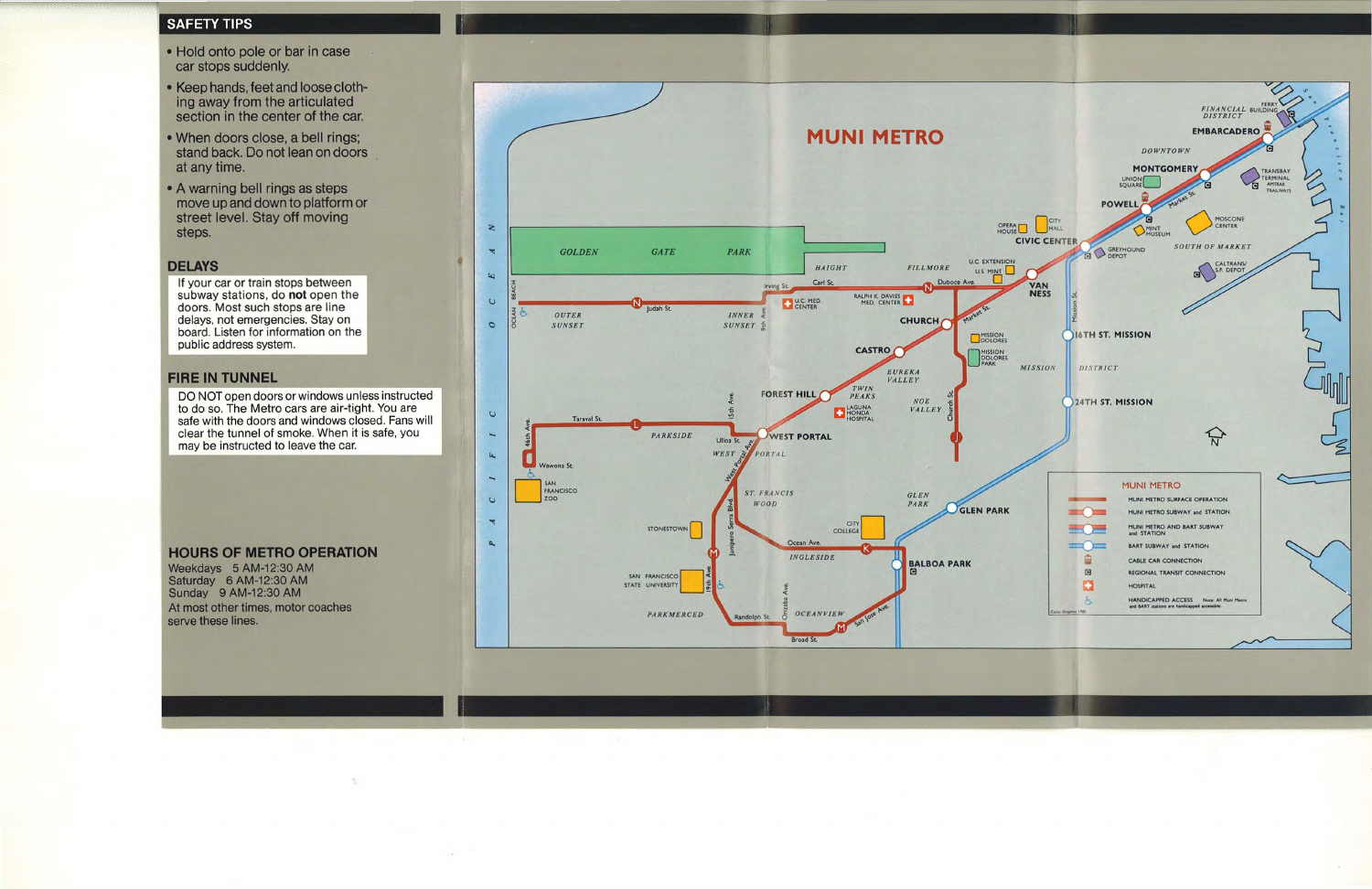## SAFETY TIPS

- Hold onto pole or bar in case car stops suddenly.
- Keep hands, feet and loose clothing away from the articulated section in the center of the car.
- When doors close, a bell rings; stand back. Do not lean on doors at any time.
- A warning bell rings as steps move up and down to platform or street level. Stay off moving steps.

## DELAYS

If your car or train stops between subway stations, do **not** open the doors. Most such stops are line delays, not emergencies. Stay on board. Listen for information on the public address system.

## FIRE IN TUNNEL

DO NOT open doors or windows unless instructed to do so. The Metro cars are air-tight. You are safe with the doors and windows closed. Fans will clear the tunnel of smoke. When it is safe, you may be instructed to leave the car.

## HOURS OF METRO OPERATION

Weekdays 5 AM-12:30 AM
Saturday 6 AM-12:30 AM
Sunday 9 AM-12:30 AM
At most other times, motor coaches serve these lines.

# MUNI METRO

PACIFIC OCEAN
OCEAN BEACH
GOLDEN GATE PARK
HAIGHT
FILLMORE
OUTER SUNSET
INNER SUNSET
Judah St.
Irving St.
Carl St.
9th Ave.
U.C. MED. CENTER
RALPH K. DAVIES MED. CENTER
Duboce Ave.
U.C. EXTENSION
U.S. MINT
OPERA HOUSE
CITY HALL
CIVIC CENTER
VAN NESS
Market St.
CHURCH
CASTRO
MISSION DOLORES
MISSION DOLORES PARK
EUREKA VALLEY
TWIN PEAKS
FOREST HILL
LAGUNA HONDA HOSPITAL
NOE VALLEY
Church St.
MISSION DISTRICT
Mission St.
16TH ST. MISSION
24TH ST. MISSION
Taraval St.
46th Ave.
Wawona St.
SAN FRANCISCO ZOO
PARKSIDE
15th Ave.
Ulloa St.
West Portal Ave.
WEST PORTAL
WEST PORTAL
ST. FRANCIS WOOD
GLEN PARK
GLEN PARK
STONESTOWN
Junipero Serra Blvd.
19th Ave.
CITY COLLEGE
Ocean Ave.
INGLESIDE
BALBOA PARK
SAN FRANCISCO STATE UNIVERSITY
PARKMERCED
Randolph St.
Orizaba Ave.
OCEANVIEW
San Jose Ave.
Broad St.
FINANCIAL DISTRICT
FERRY BUILDING
EMBARCADERO
DOWNTOWN
MONTGOMERY
UNION SQUARE
POWELL
MINT MUSEUM
TRANSBAY TERMINAL AMTRAK TRAILWAYS
MOSCONE CENTER
GREYHOUND DEPOT
SOUTH OF MARKET
CALTRANS/ S.P. DEPOT
San Francisco Bay

### MUNI METRO

- MUNI METRO SURFACE OPERATION
- MUNI METRO SUBWAY and STATION
- MUNI METRO AND BART SUBWAY and STATION
- BART SUBWAY and STATION
- CABLE CAR CONNECTION
- REGIONAL TRANSIT CONNECTION
- HOSPITAL
- HANDICAPPED ACCESS Note: All Muni Metro and BART stations are handicapped accessible.